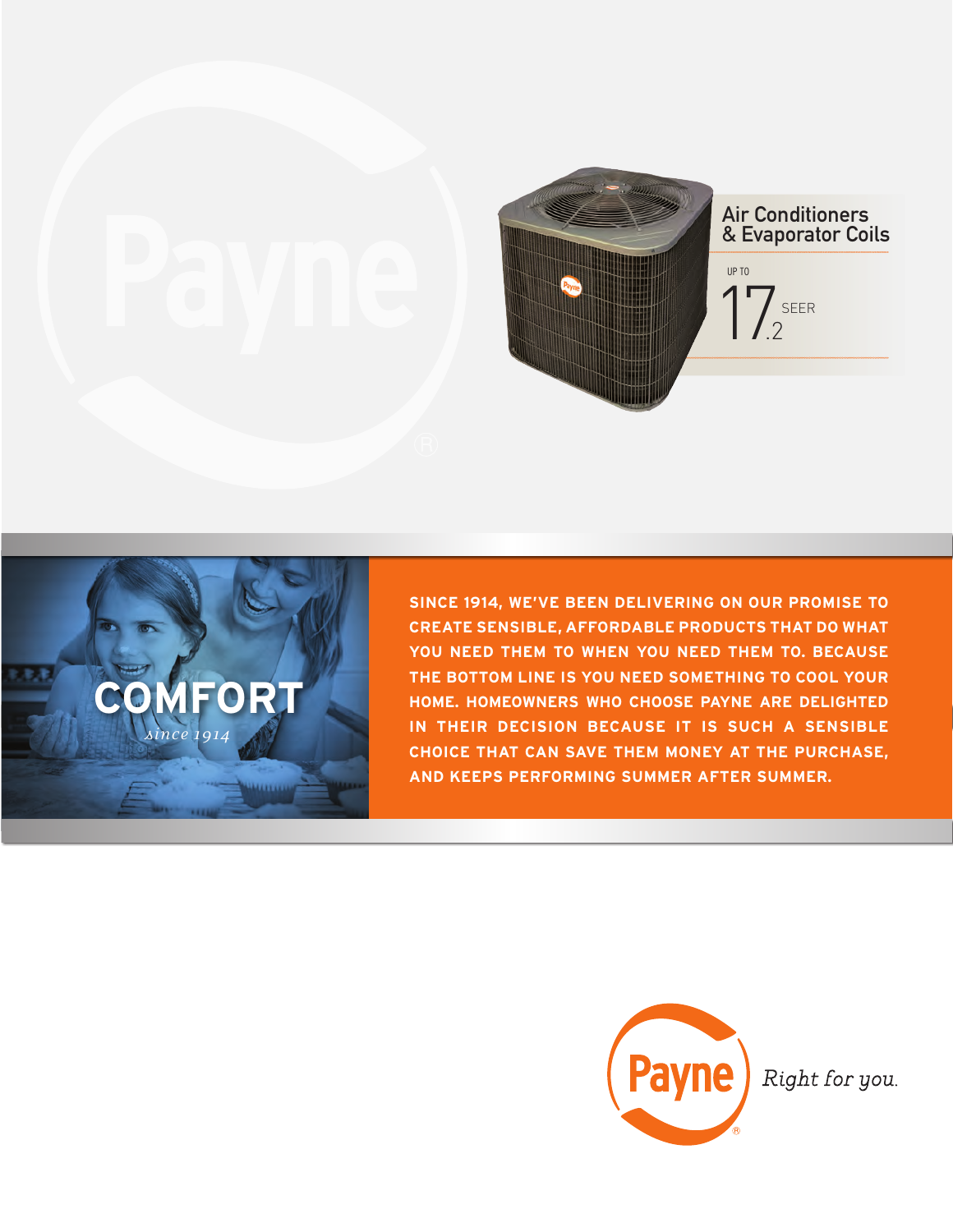# Air Conditioners & Evaporator Coils

UP TO

17.2 SEER

## COMFORT

*since 1914*

**SINCE 1914, WE'VE BEEN DELIVERING ON OUR PROMISE TO CREATE SENSIBLE, AFFORDABLE PRODUCTS THAT DO WHAT YOU NEED THEM TO WHEN YOU NEED THEM TO. BECAUSE THE BOTTOM LINE IS YOU NEED SOMETHING TO COOL YOUR HOME. HOMEOWNERS WHO CHOOSE PAYNE ARE DELIGHTED IN THEIR DECISION BECAUSE IT IS SUCH A SENSIBLE CHOICE THAT CAN SAVE THEM MONEY AT THE PURCHASE, AND KEEPS PERFORMING SUMMER AFTER SUMMER.**

Payne® *Right for you.*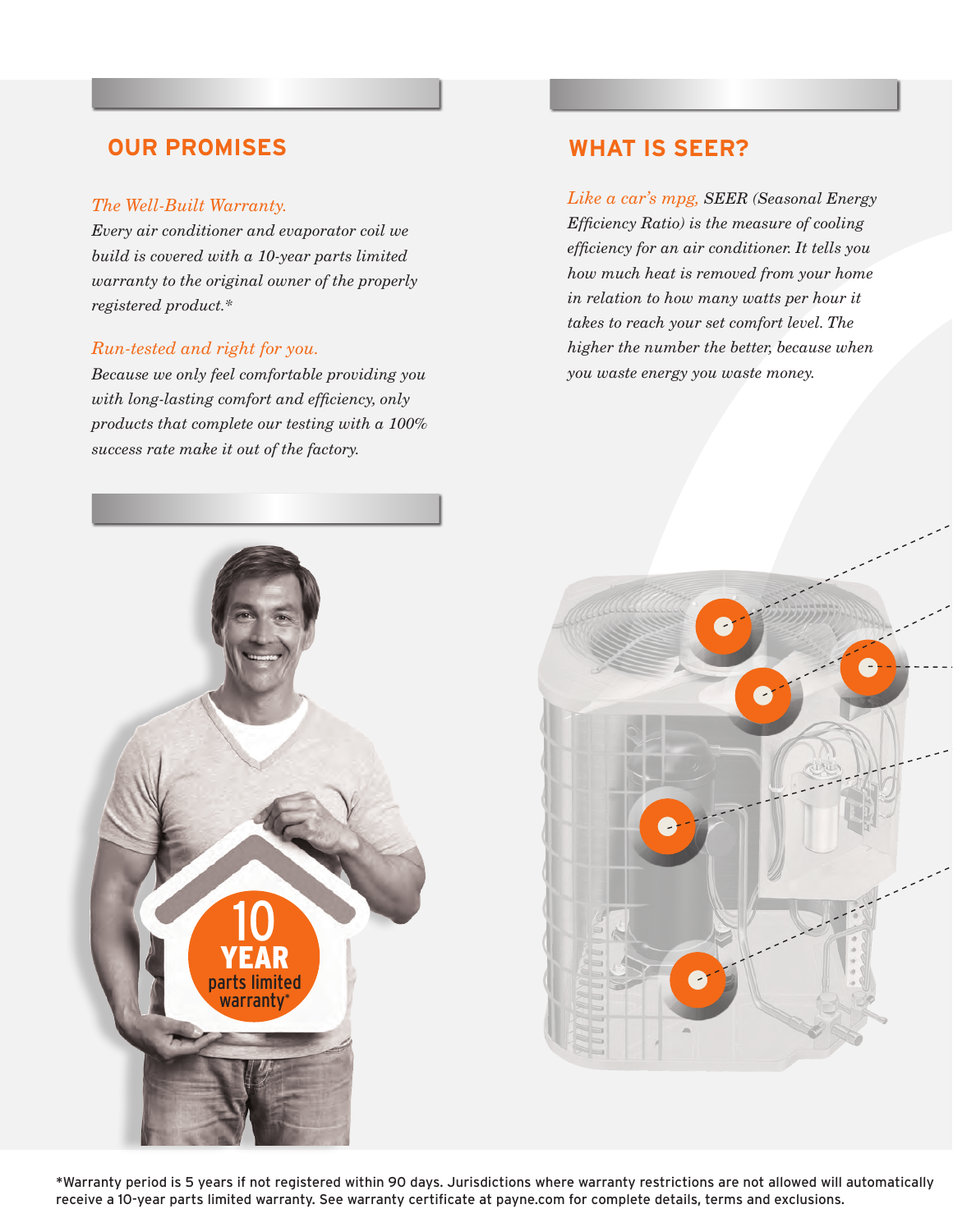## OUR PROMISES

*The Well-Built Warranty.*
*Every air conditioner and evaporator coil we build is covered with a 10-year parts limited warranty to the original owner of the properly registered product.**

*Run-tested and right for you.*
*Because we only feel comfortable providing you with long-lasting comfort and efficiency, only products that complete our testing with a 100% success rate make it out of the factory.*

## WHAT IS SEER?

*Like a car's mpg, SEER (Seasonal Energy Efficiency Ratio) is the measure of cooling efficiency for an air conditioner. It tells you how much heat is removed from your home in relation to how many watts per hour it takes to reach your set comfort level. The higher the number the better, because when you waste energy you waste money.*

10 YEAR parts limited warranty*

*Warranty period is 5 years if not registered within 90 days. Jurisdictions where warranty restrictions are not allowed will automatically receive a 10-year parts limited warranty. See warranty certificate at payne.com for complete details, terms and exclusions.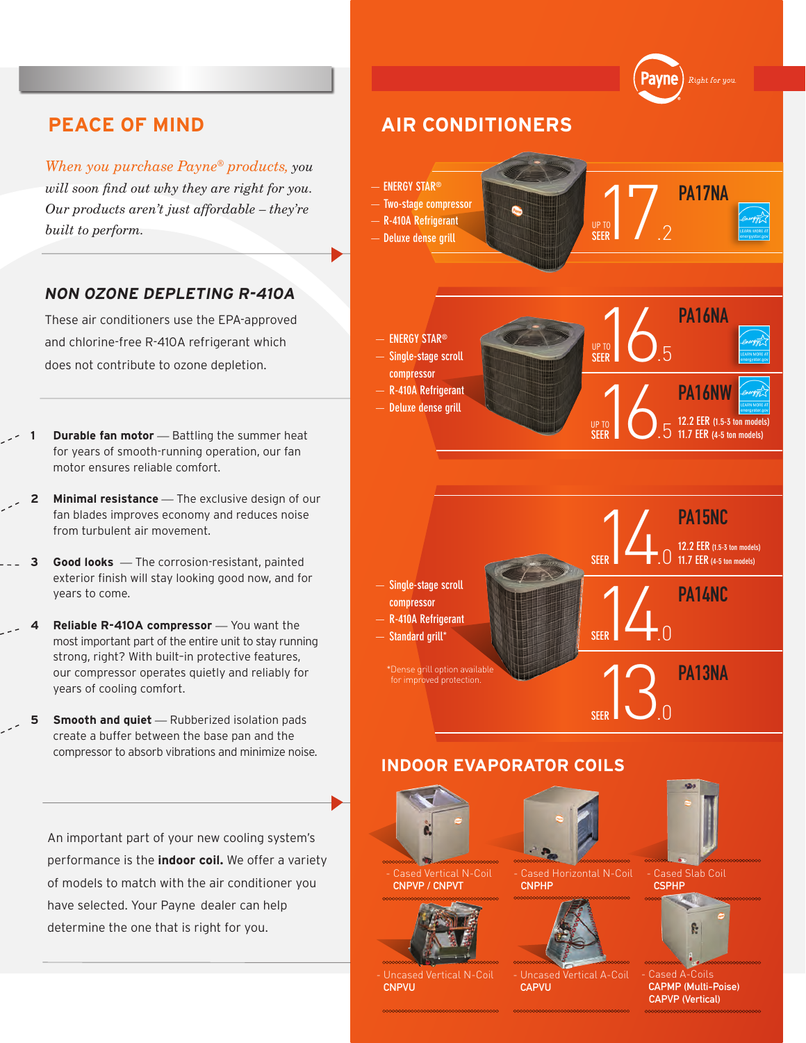## PEACE OF MIND

*When you purchase Payne® products, you will soon find out why they are right for you. Our products aren't just affordable – they're built to perform.*

### NON OZONE DEPLETING R-410A

These air conditioners use the EPA-approved and chlorine-free R-410A refrigerant which does not contribute to ozone depletion.

1. **Durable fan motor** — Battling the summer heat for years of smooth-running operation, our fan motor ensures reliable comfort.
2. **Minimal resistance** — The exclusive design of our fan blades improves economy and reduces noise from turbulent air movement.
3. **Good looks** — The corrosion-resistant, painted exterior finish will stay looking good now, and for years to come.
4. **Reliable R-410A compressor** — You want the most important part of the entire unit to stay running strong, right? With built-in protective features, our compressor operates quietly and reliably for years of cooling comfort.
5. **Smooth and quiet** — Rubberized isolation pads create a buffer between the base pan and the compressor to absorb vibrations and minimize noise.

An important part of your new cooling system's performance is the **indoor coil.** We offer a variety of models to match with the air conditioner you have selected. Your Payne dealer can help determine the one that is right for you.

Payne® *Right for you.*

## AIR CONDITIONERS

- ENERGY STAR®
- Two-stage compressor
- R-410A Refrigerant
- Deluxe dense grill

**PA17NA** — UP TO SEER 17.2

- ENERGY STAR®
- Single-stage scroll compressor
- R-410A Refrigerant
- Deluxe dense grill

**PA16NA** — UP TO SEER 16.5

**PA16NW** — UP TO SEER 16.5
12.2 EER (1.5-3 ton models)
11.7 EER (4-5 ton models)

- Single-stage scroll compressor
- R-410A Refrigerant
- Standard grill*

*Dense grill option available for improved protection.

**PA15NC** — SEER 14.0
12.2 EER (1.5-3 ton models)
11.7 EER (4-5 ton models)

**PA14NC** — SEER 14.0

**PA13NA** — SEER 13.0

## INDOOR EVAPORATOR COILS

- Cased Vertical N-Coil — **CNPVP / CNPVT**
- Cased Horizontal N-Coil — **CNPHP**
- Cased Slab Coil — **CSPHP**
- Uncased Vertical N-Coil — **CNPVU**
- Uncased Vertical A-Coil — **CAPVU**
- Cased A-Coils — **CAPMP (Multi-Poise)**, **CAPVP (Vertical)**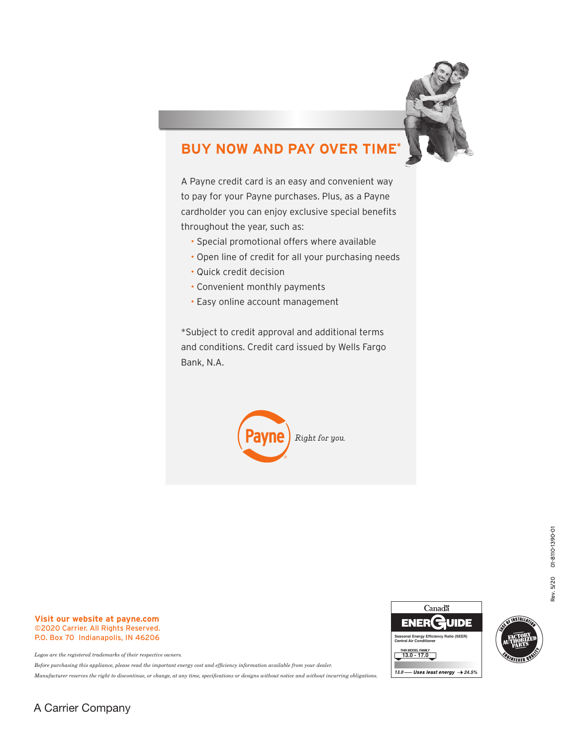## BUY NOW AND PAY OVER TIME*

A Payne credit card is an easy and convenient way to pay for your Payne purchases. Plus, as a Payne cardholder you can enjoy exclusive special benefits throughout the year, such as:

- Special promotional offers where available
- Open line of credit for all your purchasing needs
- Quick credit decision
- Convenient monthly payments
- Easy online account management

*Subject to credit approval and additional terms and conditions. Credit card issued by Wells Fargo Bank, N.A.

Payne® *Right for you.*

**Visit our website at payne.com**
©2020 Carrier. All Rights Reserved.
P.O. Box 70 Indianapolis, IN 46206

*Logos are the registered trademarks of their respective owners.*

*Before purchasing this appliance, please read the important energy cost and efficiency information available from your dealer.*

*Manufacturer reserves the right to discontinue, or change, at any time, specifications or designs without notice and without incurring obligations.*

Canada
ENERGUIDE
Seasonal Energy Efficiency Ratio (SEER)
Central Air Conditioner
THIS MODEL FAMILY
13.0 - 17.0
13.0 — Uses least energy → 24.5%

EASE OF INSTALLATION
FACTORY AUTHORIZED PARTS
ENGINEERED QUALITY

Rev. 5/20 01-8110-1390-01

A Carrier Company